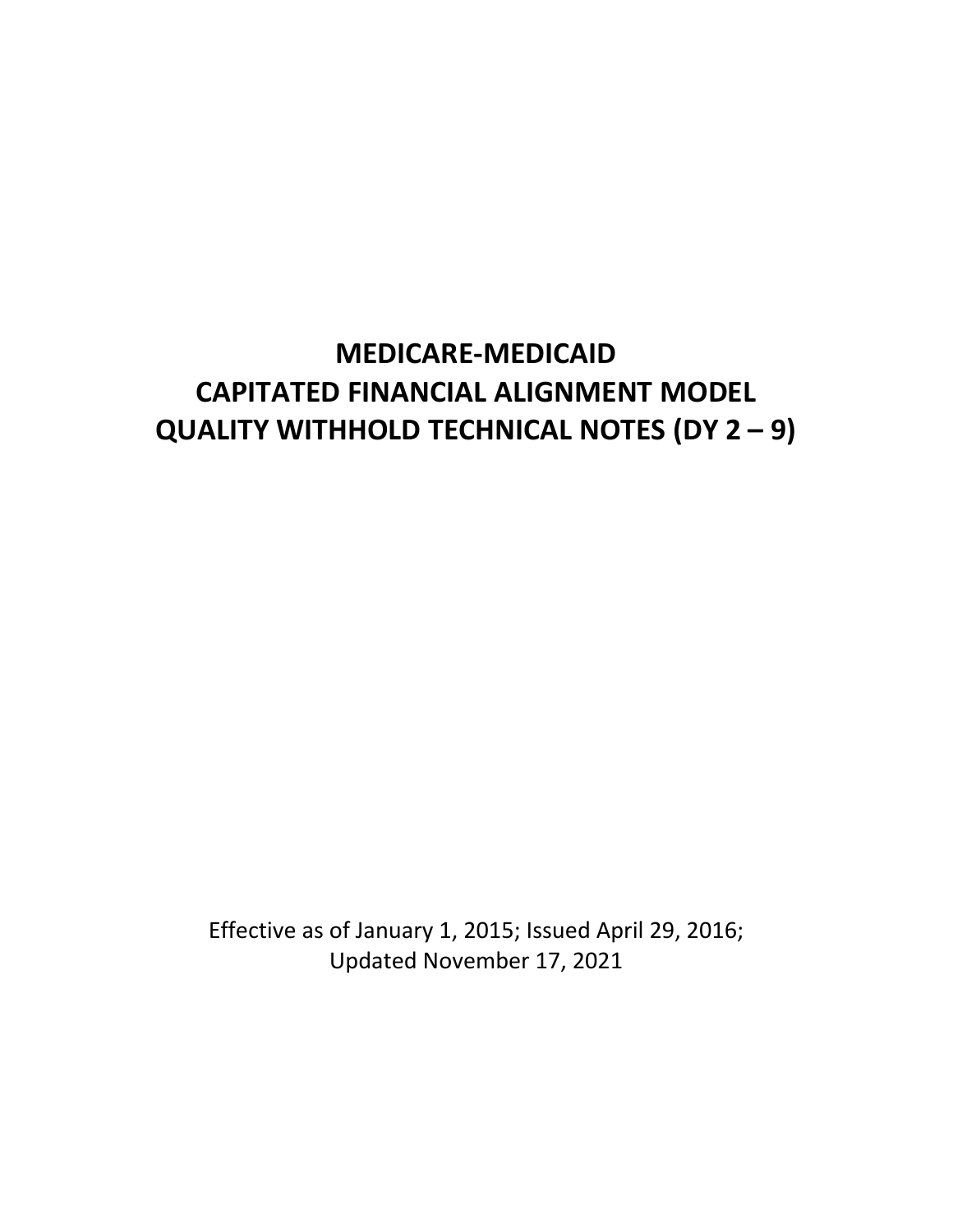# MEDICARE-MEDICAID
# CAPITATED FINANCIAL ALIGNMENT MODEL
# QUALITY WITHHOLD TECHNICAL NOTES (DY 2 – 9)

Effective as of January 1, 2015; Issued April 29, 2016;
Updated November 17, 2021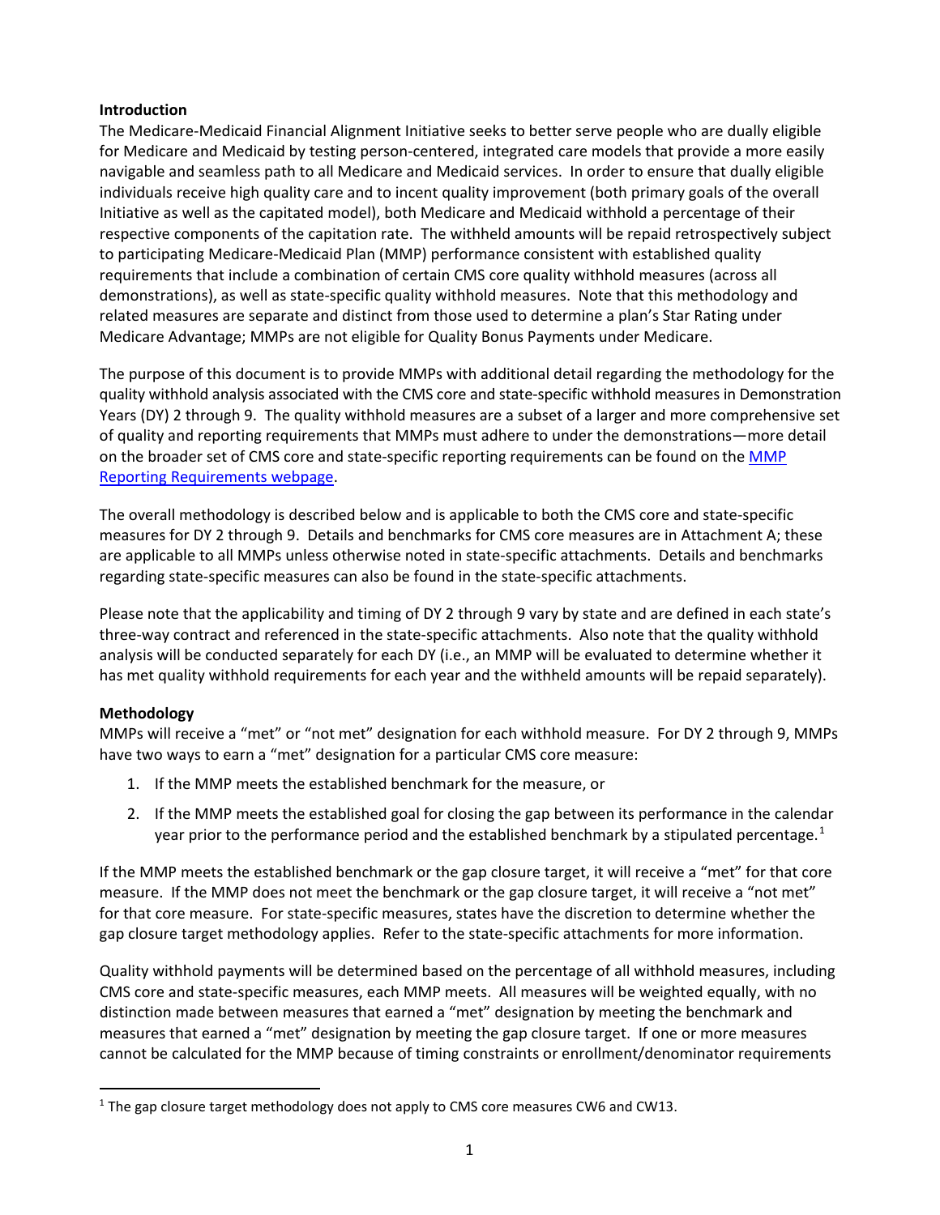**Introduction**

The Medicare-Medicaid Financial Alignment Initiative seeks to better serve people who are dually eligible for Medicare and Medicaid by testing person-centered, integrated care models that provide a more easily navigable and seamless path to all Medicare and Medicaid services. In order to ensure that dually eligible individuals receive high quality care and to incent quality improvement (both primary goals of the overall Initiative as well as the capitated model), both Medicare and Medicaid withhold a percentage of their respective components of the capitation rate. The withheld amounts will be repaid retrospectively subject to participating Medicare-Medicaid Plan (MMP) performance consistent with established quality requirements that include a combination of certain CMS core quality withhold measures (across all demonstrations), as well as state-specific quality withhold measures. Note that this methodology and related measures are separate and distinct from those used to determine a plan's Star Rating under Medicare Advantage; MMPs are not eligible for Quality Bonus Payments under Medicare.

The purpose of this document is to provide MMPs with additional detail regarding the methodology for the quality withhold analysis associated with the CMS core and state-specific withhold measures in Demonstration Years (DY) 2 through 9. The quality withhold measures are a subset of a larger and more comprehensive set of quality and reporting requirements that MMPs must adhere to under the demonstrations—more detail on the broader set of CMS core and state-specific reporting requirements can be found on the MMP Reporting Requirements webpage.

The overall methodology is described below and is applicable to both the CMS core and state-specific measures for DY 2 through 9. Details and benchmarks for CMS core measures are in Attachment A; these are applicable to all MMPs unless otherwise noted in state-specific attachments. Details and benchmarks regarding state-specific measures can also be found in the state-specific attachments.

Please note that the applicability and timing of DY 2 through 9 vary by state and are defined in each state's three-way contract and referenced in the state-specific attachments. Also note that the quality withhold analysis will be conducted separately for each DY (i.e., an MMP will be evaluated to determine whether it has met quality withhold requirements for each year and the withheld amounts will be repaid separately).

**Methodology**

MMPs will receive a "met" or "not met" designation for each withhold measure. For DY 2 through 9, MMPs have two ways to earn a "met" designation for a particular CMS core measure:

1. If the MMP meets the established benchmark for the measure, or
2. If the MMP meets the established goal for closing the gap between its performance in the calendar year prior to the performance period and the established benchmark by a stipulated percentage.[1]

If the MMP meets the established benchmark or the gap closure target, it will receive a "met" for that core measure. If the MMP does not meet the benchmark or the gap closure target, it will receive a "not met" for that core measure. For state-specific measures, states have the discretion to determine whether the gap closure target methodology applies. Refer to the state-specific attachments for more information.

Quality withhold payments will be determined based on the percentage of all withhold measures, including CMS core and state-specific measures, each MMP meets. All measures will be weighted equally, with no distinction made between measures that earned a "met" designation by meeting the benchmark and measures that earned a "met" designation by meeting the gap closure target. If one or more measures cannot be calculated for the MMP because of timing constraints or enrollment/denominator requirements

[1] The gap closure target methodology does not apply to CMS core measures CW6 and CW13.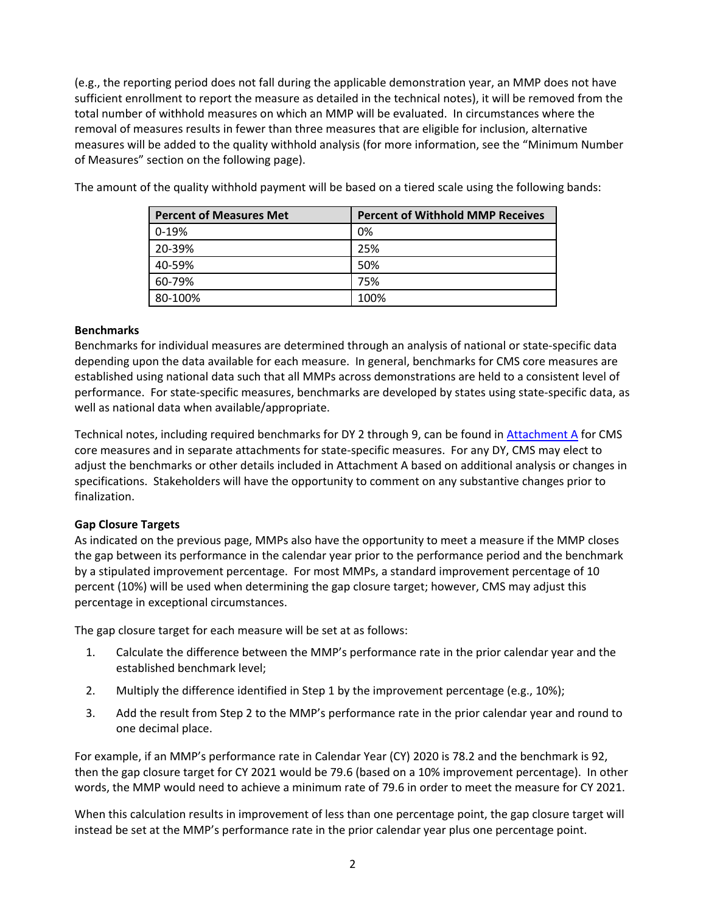(e.g., the reporting period does not fall during the applicable demonstration year, an MMP does not have sufficient enrollment to report the measure as detailed in the technical notes), it will be removed from the total number of withhold measures on which an MMP will be evaluated. In circumstances where the removal of measures results in fewer than three measures that are eligible for inclusion, alternative measures will be added to the quality withhold analysis (for more information, see the "Minimum Number of Measures" section on the following page).

The amount of the quality withhold payment will be based on a tiered scale using the following bands:

| Percent of Measures Met | Percent of Withhold MMP Receives |
| --- | --- |
| 0-19% | 0% |
| 20-39% | 25% |
| 40-59% | 50% |
| 60-79% | 75% |
| 80-100% | 100% |

**Benchmarks**

Benchmarks for individual measures are determined through an analysis of national or state-specific data depending upon the data available for each measure. In general, benchmarks for CMS core measures are established using national data such that all MMPs across demonstrations are held to a consistent level of performance. For state-specific measures, benchmarks are developed by states using state-specific data, as well as national data when available/appropriate.

Technical notes, including required benchmarks for DY 2 through 9, can be found in Attachment A for CMS core measures and in separate attachments for state-specific measures. For any DY, CMS may elect to adjust the benchmarks or other details included in Attachment A based on additional analysis or changes in specifications. Stakeholders will have the opportunity to comment on any substantive changes prior to finalization.

**Gap Closure Targets**

As indicated on the previous page, MMPs also have the opportunity to meet a measure if the MMP closes the gap between its performance in the calendar year prior to the performance period and the benchmark by a stipulated improvement percentage. For most MMPs, a standard improvement percentage of 10 percent (10%) will be used when determining the gap closure target; however, CMS may adjust this percentage in exceptional circumstances.

The gap closure target for each measure will be set at as follows:

1. Calculate the difference between the MMP's performance rate in the prior calendar year and the established benchmark level;
2. Multiply the difference identified in Step 1 by the improvement percentage (e.g., 10%);
3. Add the result from Step 2 to the MMP's performance rate in the prior calendar year and round to one decimal place.

For example, if an MMP's performance rate in Calendar Year (CY) 2020 is 78.2 and the benchmark is 92, then the gap closure target for CY 2021 would be 79.6 (based on a 10% improvement percentage). In other words, the MMP would need to achieve a minimum rate of 79.6 in order to meet the measure for CY 2021.

When this calculation results in improvement of less than one percentage point, the gap closure target will instead be set at the MMP's performance rate in the prior calendar year plus one percentage point.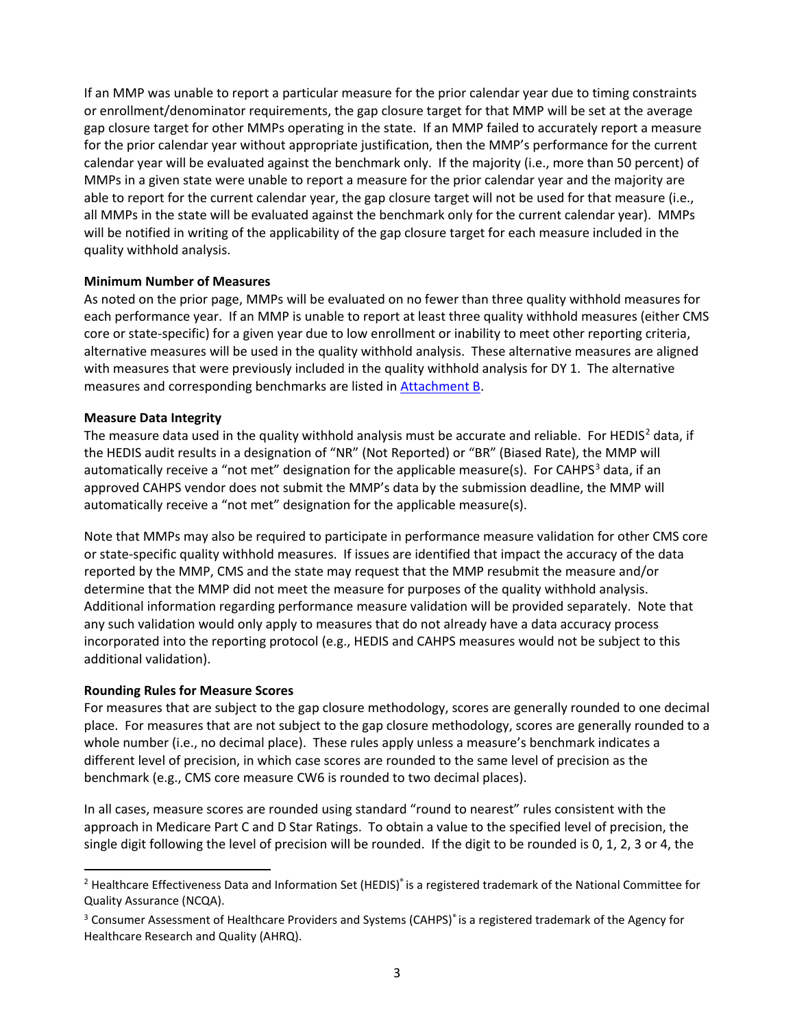If an MMP was unable to report a particular measure for the prior calendar year due to timing constraints or enrollment/denominator requirements, the gap closure target for that MMP will be set at the average gap closure target for other MMPs operating in the state. If an MMP failed to accurately report a measure for the prior calendar year without appropriate justification, then the MMP's performance for the current calendar year will be evaluated against the benchmark only. If the majority (i.e., more than 50 percent) of MMPs in a given state were unable to report a measure for the prior calendar year and the majority are able to report for the current calendar year, the gap closure target will not be used for that measure (i.e., all MMPs in the state will be evaluated against the benchmark only for the current calendar year). MMPs will be notified in writing of the applicability of the gap closure target for each measure included in the quality withhold analysis.

**Minimum Number of Measures**

As noted on the prior page, MMPs will be evaluated on no fewer than three quality withhold measures for each performance year. If an MMP is unable to report at least three quality withhold measures (either CMS core or state-specific) for a given year due to low enrollment or inability to meet other reporting criteria, alternative measures will be used in the quality withhold analysis. These alternative measures are aligned with measures that were previously included in the quality withhold analysis for DY 1. The alternative measures and corresponding benchmarks are listed in Attachment B.

**Measure Data Integrity**

The measure data used in the quality withhold analysis must be accurate and reliable. For HEDIS[2] data, if the HEDIS audit results in a designation of "NR" (Not Reported) or "BR" (Biased Rate), the MMP will automatically receive a "not met" designation for the applicable measure(s). For CAHPS[3] data, if an approved CAHPS vendor does not submit the MMP's data by the submission deadline, the MMP will automatically receive a "not met" designation for the applicable measure(s).

Note that MMPs may also be required to participate in performance measure validation for other CMS core or state-specific quality withhold measures. If issues are identified that impact the accuracy of the data reported by the MMP, CMS and the state may request that the MMP resubmit the measure and/or determine that the MMP did not meet the measure for purposes of the quality withhold analysis. Additional information regarding performance measure validation will be provided separately. Note that any such validation would only apply to measures that do not already have a data accuracy process incorporated into the reporting protocol (e.g., HEDIS and CAHPS measures would not be subject to this additional validation).

**Rounding Rules for Measure Scores**

For measures that are subject to the gap closure methodology, scores are generally rounded to one decimal place. For measures that are not subject to the gap closure methodology, scores are generally rounded to a whole number (i.e., no decimal place). These rules apply unless a measure's benchmark indicates a different level of precision, in which case scores are rounded to the same level of precision as the benchmark (e.g., CMS core measure CW6 is rounded to two decimal places).

In all cases, measure scores are rounded using standard "round to nearest" rules consistent with the approach in Medicare Part C and D Star Ratings. To obtain a value to the specified level of precision, the single digit following the level of precision will be rounded. If the digit to be rounded is 0, 1, 2, 3 or 4, the

---

[2] Healthcare Effectiveness Data and Information Set (HEDIS)® is a registered trademark of the National Committee for Quality Assurance (NCQA).

[3] Consumer Assessment of Healthcare Providers and Systems (CAHPS)® is a registered trademark of the Agency for Healthcare Research and Quality (AHRQ).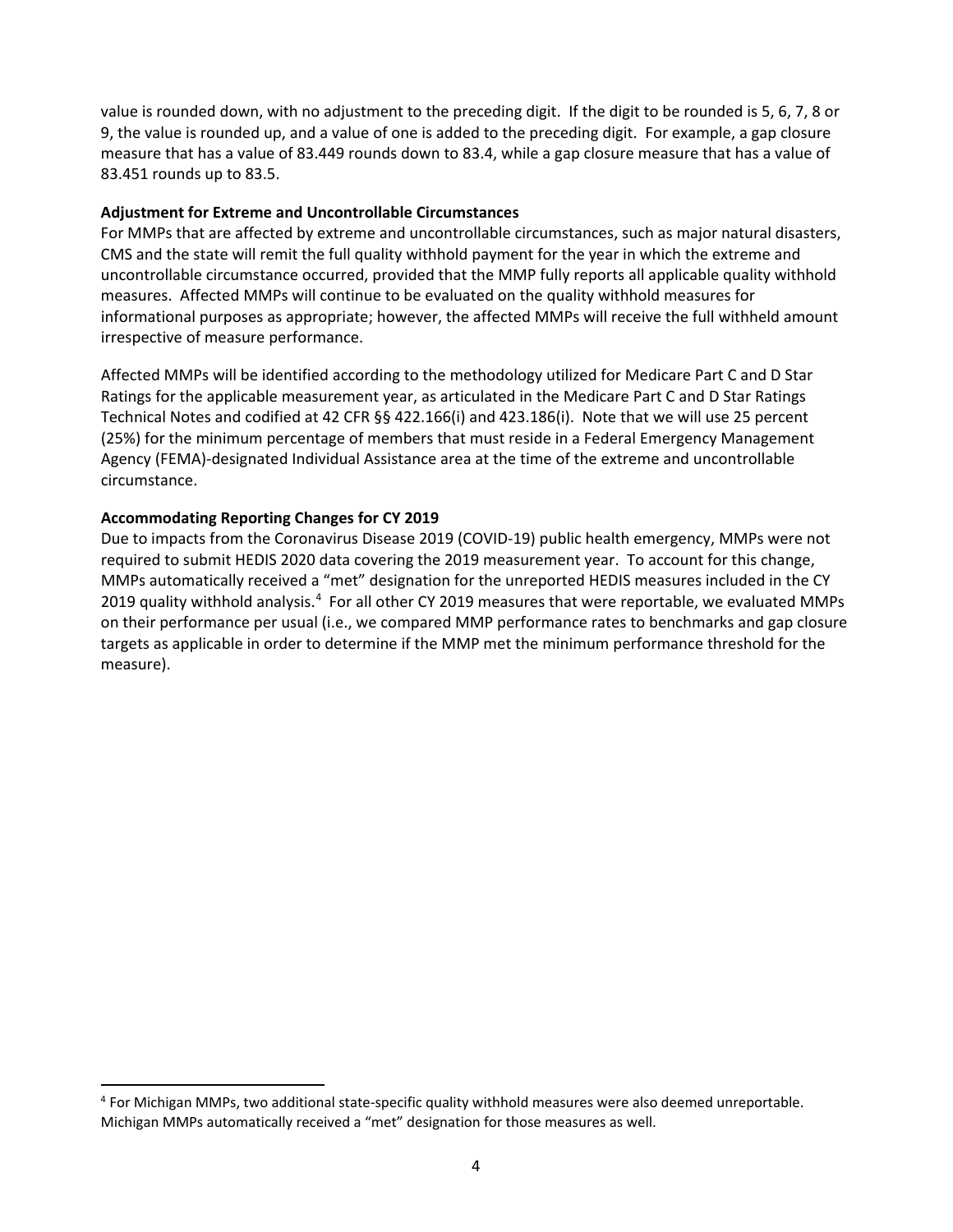value is rounded down, with no adjustment to the preceding digit. If the digit to be rounded is 5, 6, 7, 8 or 9, the value is rounded up, and a value of one is added to the preceding digit. For example, a gap closure measure that has a value of 83.449 rounds down to 83.4, while a gap closure measure that has a value of 83.451 rounds up to 83.5.

**Adjustment for Extreme and Uncontrollable Circumstances**

For MMPs that are affected by extreme and uncontrollable circumstances, such as major natural disasters, CMS and the state will remit the full quality withhold payment for the year in which the extreme and uncontrollable circumstance occurred, provided that the MMP fully reports all applicable quality withhold measures. Affected MMPs will continue to be evaluated on the quality withhold measures for informational purposes as appropriate; however, the affected MMPs will receive the full withheld amount irrespective of measure performance.

Affected MMPs will be identified according to the methodology utilized for Medicare Part C and D Star Ratings for the applicable measurement year, as articulated in the Medicare Part C and D Star Ratings Technical Notes and codified at 42 CFR §§ 422.166(i) and 423.186(i). Note that we will use 25 percent (25%) for the minimum percentage of members that must reside in a Federal Emergency Management Agency (FEMA)-designated Individual Assistance area at the time of the extreme and uncontrollable circumstance.

**Accommodating Reporting Changes for CY 2019**

Due to impacts from the Coronavirus Disease 2019 (COVID-19) public health emergency, MMPs were not required to submit HEDIS 2020 data covering the 2019 measurement year. To account for this change, MMPs automatically received a "met" designation for the unreported HEDIS measures included in the CY 2019 quality withhold analysis.[4] For all other CY 2019 measures that were reportable, we evaluated MMPs on their performance per usual (i.e., we compared MMP performance rates to benchmarks and gap closure targets as applicable in order to determine if the MMP met the minimum performance threshold for the measure).

---

[4] For Michigan MMPs, two additional state-specific quality withhold measures were also deemed unreportable. Michigan MMPs automatically received a "met" designation for those measures as well.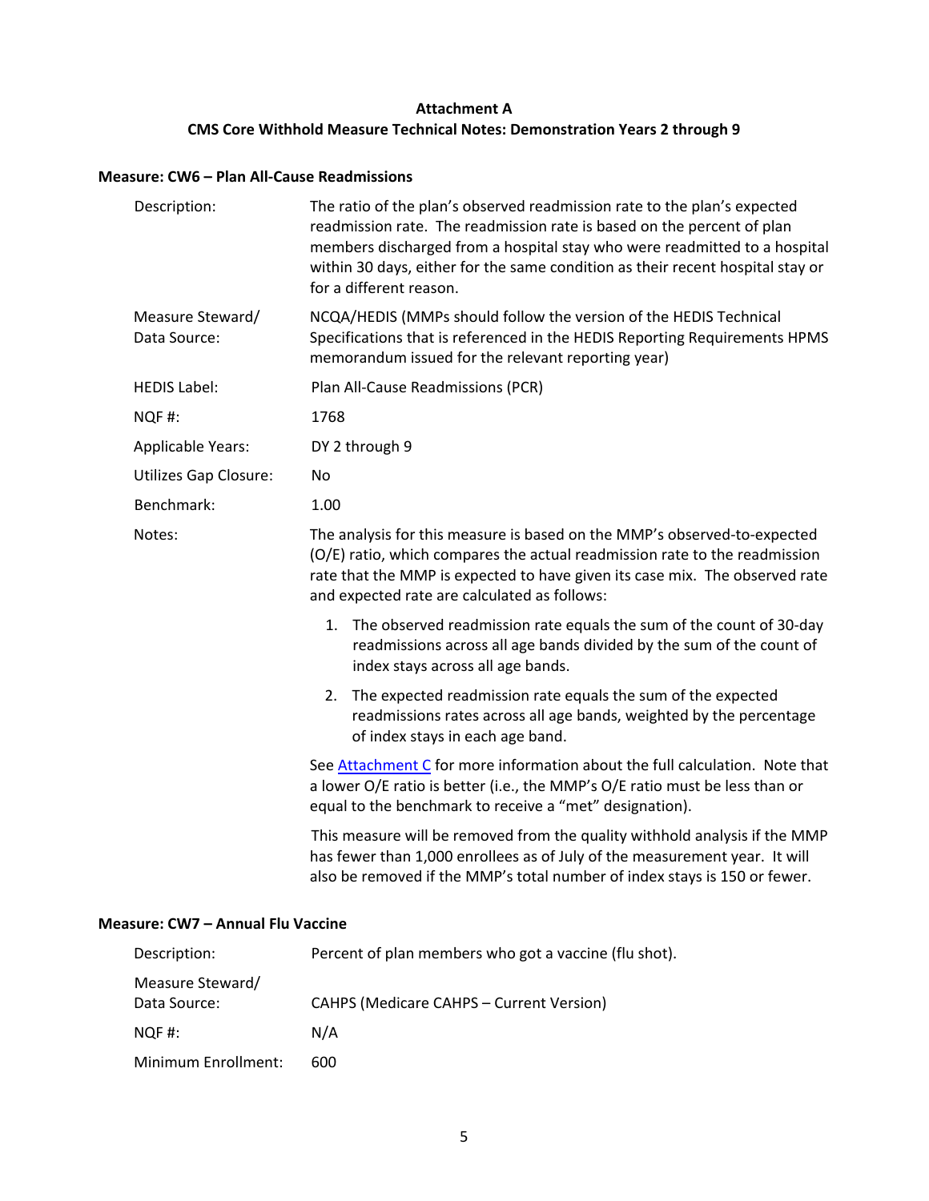## Attachment A
## CMS Core Withhold Measure Technical Notes: Demonstration Years 2 through 9

### Measure: CW6 – Plan All-Cause Readmissions

| | |
|---|---|
| Description: | The ratio of the plan's observed readmission rate to the plan's expected readmission rate. The readmission rate is based on the percent of plan members discharged from a hospital stay who were readmitted to a hospital within 30 days, either for the same condition as their recent hospital stay or for a different reason. |
| Measure Steward/ Data Source: | NCQA/HEDIS (MMPs should follow the version of the HEDIS Technical Specifications that is referenced in the HEDIS Reporting Requirements HPMS memorandum issued for the relevant reporting year) |
| HEDIS Label: | Plan All-Cause Readmissions (PCR) |
| NQF #: | 1768 |
| Applicable Years: | DY 2 through 9 |
| Utilizes Gap Closure: | No |
| Benchmark: | 1.00 |
| Notes: | The analysis for this measure is based on the MMP's observed-to-expected (O/E) ratio, which compares the actual readmission rate to the readmission rate that the MMP is expected to have given its case mix. The observed rate and expected rate are calculated as follows:<br>1. The observed readmission rate equals the sum of the count of 30-day readmissions across all age bands divided by the sum of the count of index stays across all age bands.<br>2. The expected readmission rate equals the sum of the expected readmissions rates across all age bands, weighted by the percentage of index stays in each age band.<br>See Attachment C for more information about the full calculation. Note that a lower O/E ratio is better (i.e., the MMP's O/E ratio must be less than or equal to the benchmark to receive a "met" designation).<br>This measure will be removed from the quality withhold analysis if the MMP has fewer than 1,000 enrollees as of July of the measurement year. It will also be removed if the MMP's total number of index stays is 150 or fewer. |

### Measure: CW7 – Annual Flu Vaccine

| | |
|---|---|
| Description: | Percent of plan members who got a vaccine (flu shot). |
| Measure Steward/ Data Source: | CAHPS (Medicare CAHPS – Current Version) |
| NQF #: | N/A |
| Minimum Enrollment: | 600 |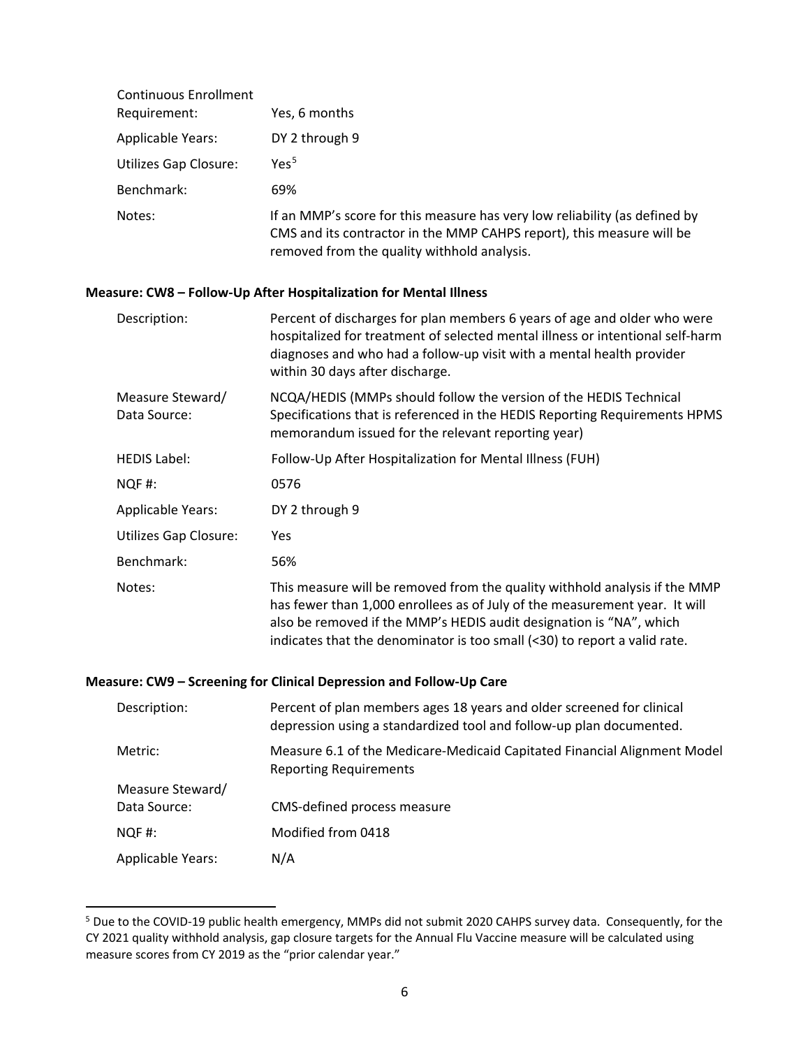| | |
|---|---|
| Continuous Enrollment Requirement: | Yes, 6 months |
| Applicable Years: | DY 2 through 9 |
| Utilizes Gap Closure: | Yes[5] |
| Benchmark: | 69% |
| Notes: | If an MMP's score for this measure has very low reliability (as defined by CMS and its contractor in the MMP CAHPS report), this measure will be removed from the quality withhold analysis. |

**Measure: CW8 – Follow-Up After Hospitalization for Mental Illness**

| | |
|---|---|
| Description: | Percent of discharges for plan members 6 years of age and older who were hospitalized for treatment of selected mental illness or intentional self-harm diagnoses and who had a follow-up visit with a mental health provider within 30 days after discharge. |
| Measure Steward/ Data Source: | NCQA/HEDIS (MMPs should follow the version of the HEDIS Technical Specifications that is referenced in the HEDIS Reporting Requirements HPMS memorandum issued for the relevant reporting year) |
| HEDIS Label: | Follow-Up After Hospitalization for Mental Illness (FUH) |
| NQF #: | 0576 |
| Applicable Years: | DY 2 through 9 |
| Utilizes Gap Closure: | Yes |
| Benchmark: | 56% |
| Notes: | This measure will be removed from the quality withhold analysis if the MMP has fewer than 1,000 enrollees as of July of the measurement year. It will also be removed if the MMP's HEDIS audit designation is "NA", which indicates that the denominator is too small (<30) to report a valid rate. |

**Measure: CW9 – Screening for Clinical Depression and Follow-Up Care**

| | |
|---|---|
| Description: | Percent of plan members ages 18 years and older screened for clinical depression using a standardized tool and follow-up plan documented. |
| Metric: | Measure 6.1 of the Medicare-Medicaid Capitated Financial Alignment Model Reporting Requirements |
| Measure Steward/ Data Source: | CMS-defined process measure |
| NQF #: | Modified from 0418 |
| Applicable Years: | N/A |

[5] Due to the COVID-19 public health emergency, MMPs did not submit 2020 CAHPS survey data. Consequently, for the CY 2021 quality withhold analysis, gap closure targets for the Annual Flu Vaccine measure will be calculated using measure scores from CY 2019 as the "prior calendar year."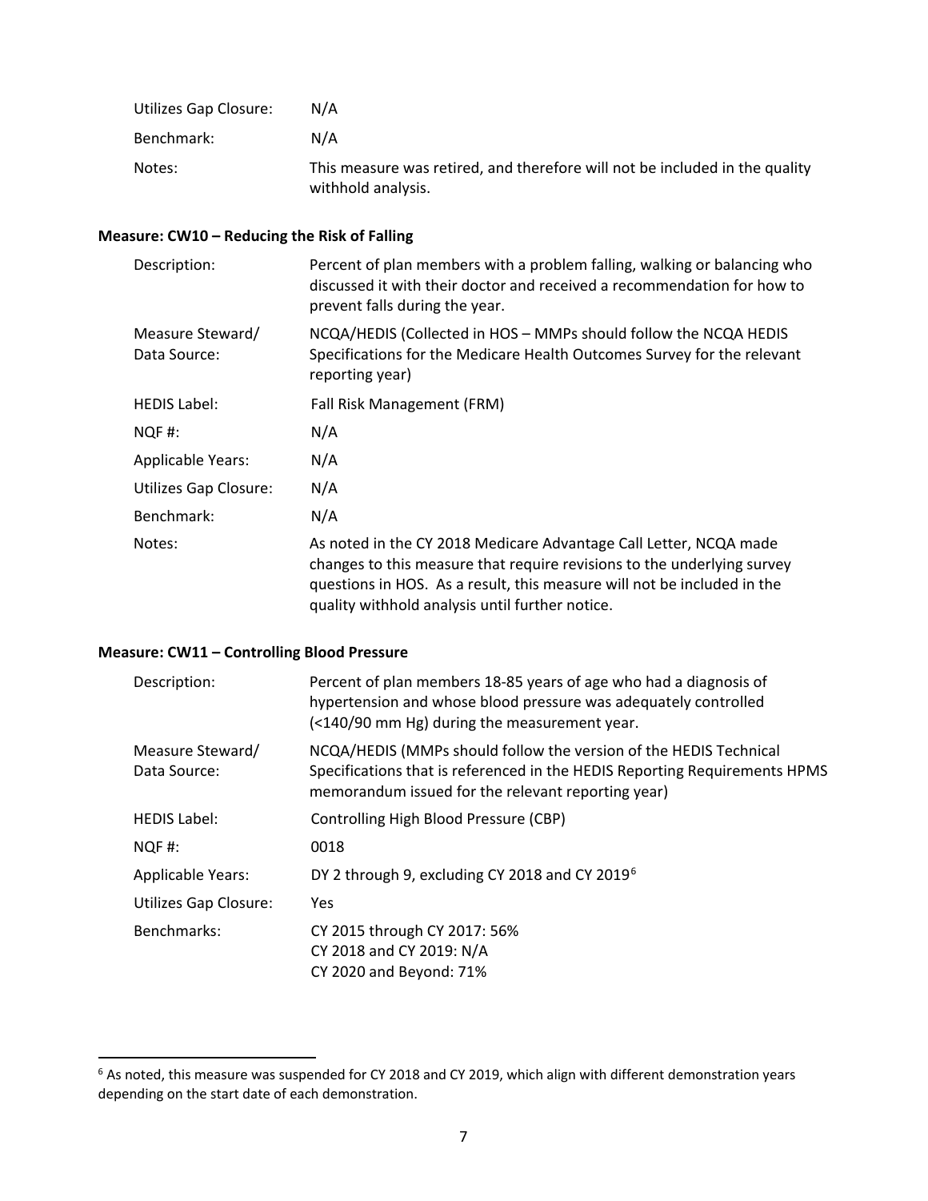| | |
|---|---|
| Utilizes Gap Closure: | N/A |
| Benchmark: | N/A |
| Notes: | This measure was retired, and therefore will not be included in the quality withhold analysis. |

**Measure: CW10 – Reducing the Risk of Falling**

| | |
|---|---|
| Description: | Percent of plan members with a problem falling, walking or balancing who discussed it with their doctor and received a recommendation for how to prevent falls during the year. |
| Measure Steward/ Data Source: | NCQA/HEDIS (Collected in HOS – MMPs should follow the NCQA HEDIS Specifications for the Medicare Health Outcomes Survey for the relevant reporting year) |
| HEDIS Label: | Fall Risk Management (FRM) |
| NQF #: | N/A |
| Applicable Years: | N/A |
| Utilizes Gap Closure: | N/A |
| Benchmark: | N/A |
| Notes: | As noted in the CY 2018 Medicare Advantage Call Letter, NCQA made changes to this measure that require revisions to the underlying survey questions in HOS. As a result, this measure will not be included in the quality withhold analysis until further notice. |

**Measure: CW11 – Controlling Blood Pressure**

| | |
|---|---|
| Description: | Percent of plan members 18-85 years of age who had a diagnosis of hypertension and whose blood pressure was adequately controlled (<140/90 mm Hg) during the measurement year. |
| Measure Steward/ Data Source: | NCQA/HEDIS (MMPs should follow the version of the HEDIS Technical Specifications that is referenced in the HEDIS Reporting Requirements HPMS memorandum issued for the relevant reporting year) |
| HEDIS Label: | Controlling High Blood Pressure (CBP) |
| NQF #: | 0018 |
| Applicable Years: | DY 2 through 9, excluding CY 2018 and CY 2019[6] |
| Utilizes Gap Closure: | Yes |
| Benchmarks: | CY 2015 through CY 2017: 56%<br>CY 2018 and CY 2019: N/A<br>CY 2020 and Beyond: 71% |

[6] As noted, this measure was suspended for CY 2018 and CY 2019, which align with different demonstration years depending on the start date of each demonstration.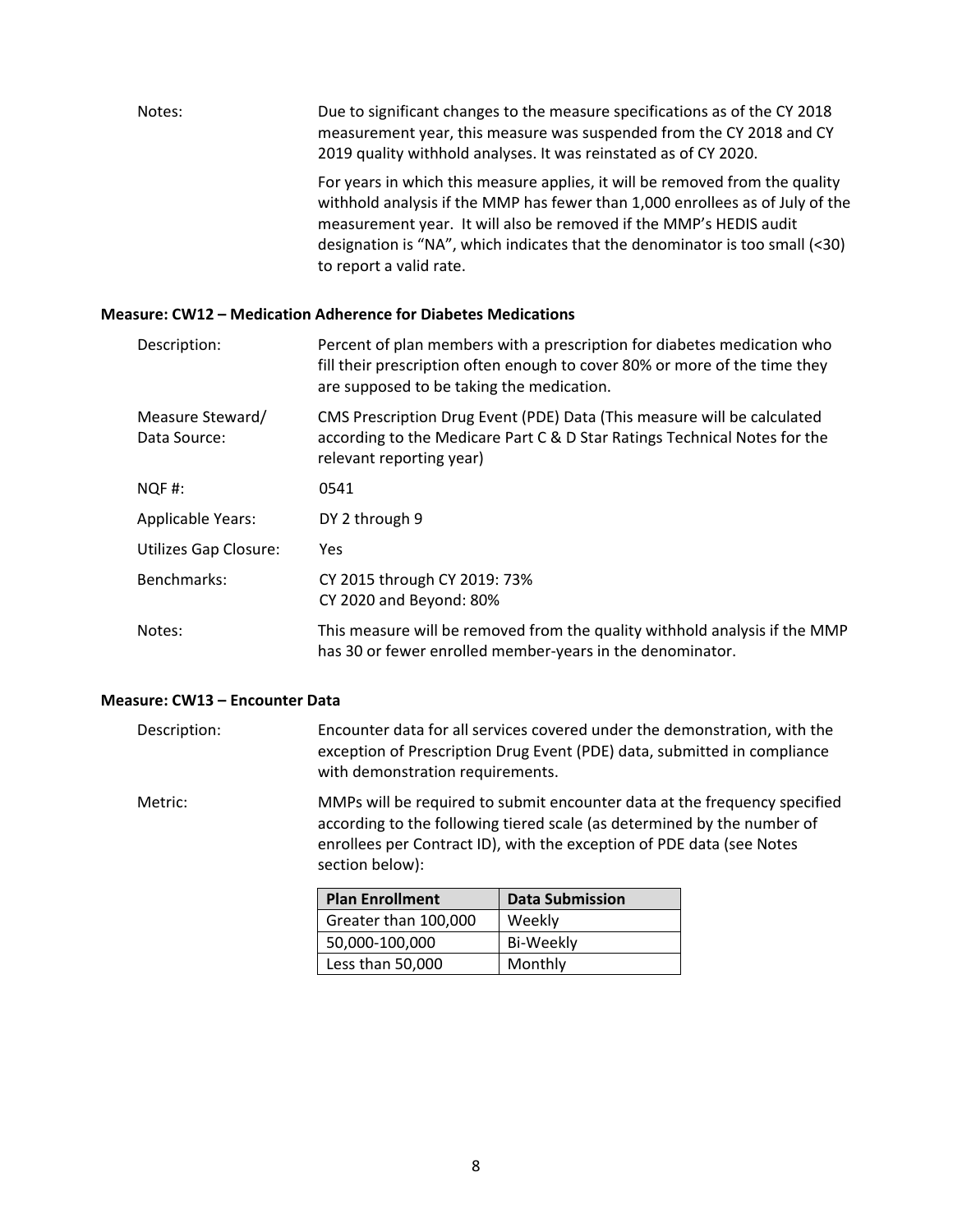Notes: Due to significant changes to the measure specifications as of the CY 2018 measurement year, this measure was suspended from the CY 2018 and CY 2019 quality withhold analyses. It was reinstated as of CY 2020.

For years in which this measure applies, it will be removed from the quality withhold analysis if the MMP has fewer than 1,000 enrollees as of July of the measurement year. It will also be removed if the MMP's HEDIS audit designation is "NA", which indicates that the denominator is too small (<30) to report a valid rate.

#### Measure: CW12 – Medication Adherence for Diabetes Medications

Description: Percent of plan members with a prescription for diabetes medication who fill their prescription often enough to cover 80% or more of the time they are supposed to be taking the medication.

Measure Steward/ Data Source: CMS Prescription Drug Event (PDE) Data (This measure will be calculated according to the Medicare Part C & D Star Ratings Technical Notes for the relevant reporting year)

NQF #: 0541

Applicable Years: DY 2 through 9

Utilizes Gap Closure: Yes

Benchmarks: CY 2015 through CY 2019: 73%
CY 2020 and Beyond: 80%

Notes: This measure will be removed from the quality withhold analysis if the MMP has 30 or fewer enrolled member-years in the denominator.

#### Measure: CW13 – Encounter Data

Description: Encounter data for all services covered under the demonstration, with the exception of Prescription Drug Event (PDE) data, submitted in compliance with demonstration requirements.

Metric: MMPs will be required to submit encounter data at the frequency specified according to the following tiered scale (as determined by the number of enrollees per Contract ID), with the exception of PDE data (see Notes section below):

| Plan Enrollment | Data Submission |
|---|---|
| Greater than 100,000 | Weekly |
| 50,000-100,000 | Bi-Weekly |
| Less than 50,000 | Monthly |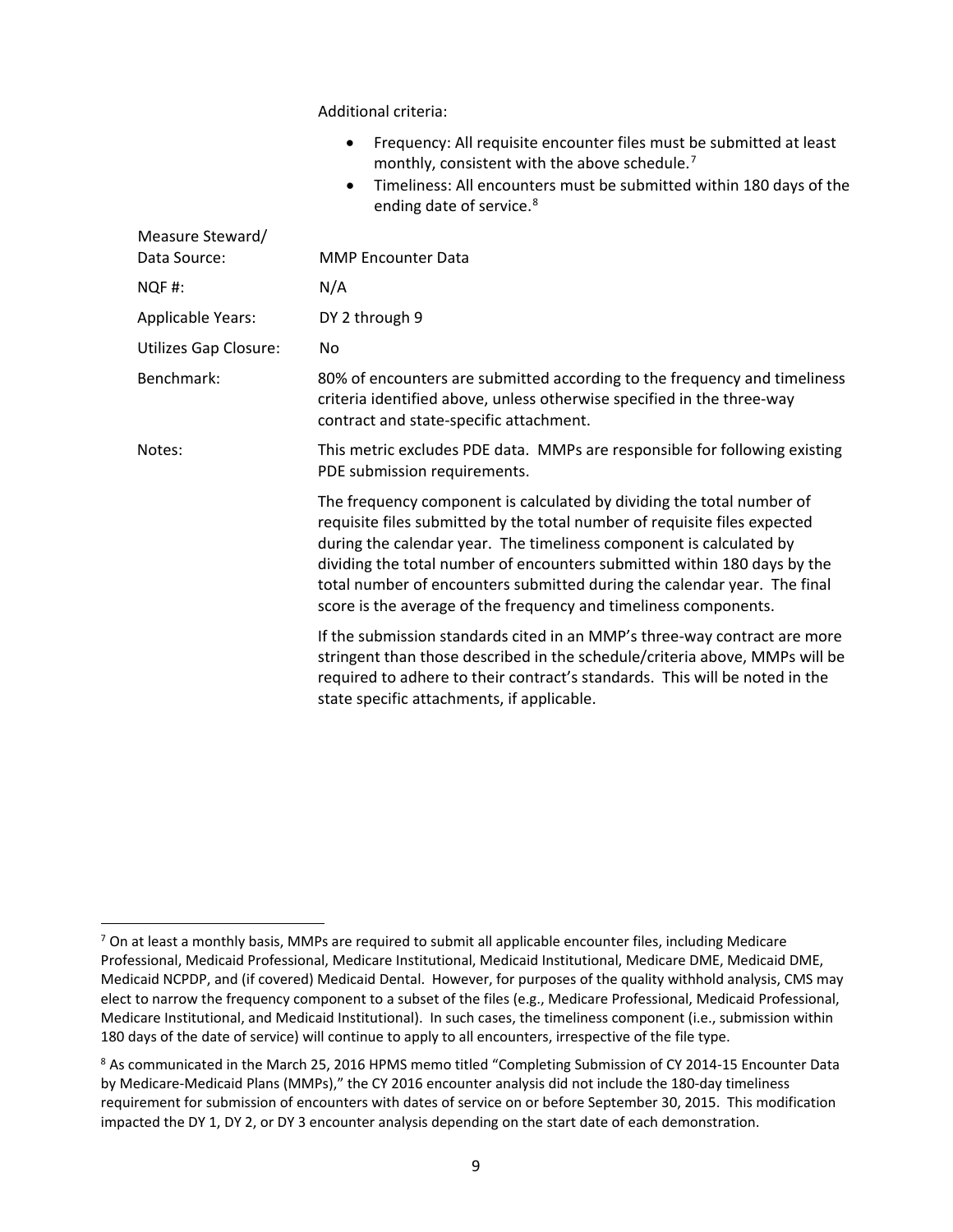Additional criteria:

- Frequency: All requisite encounter files must be submitted at least monthly, consistent with the above schedule.[7]
- Timeliness: All encounters must be submitted within 180 days of the ending date of service.[8]

| | |
|---|---|
| Measure Steward/ Data Source: | MMP Encounter Data |
| NQF #: | N/A |
| Applicable Years: | DY 2 through 9 |
| Utilizes Gap Closure: | No |
| Benchmark: | 80% of encounters are submitted according to the frequency and timeliness criteria identified above, unless otherwise specified in the three-way contract and state-specific attachment. |
| Notes: | This metric excludes PDE data. MMPs are responsible for following existing PDE submission requirements.<br><br>The frequency component is calculated by dividing the total number of requisite files submitted by the total number of requisite files expected during the calendar year. The timeliness component is calculated by dividing the total number of encounters submitted within 180 days by the total number of encounters submitted during the calendar year. The final score is the average of the frequency and timeliness components.<br><br>If the submission standards cited in an MMP's three-way contract are more stringent than those described in the schedule/criteria above, MMPs will be required to adhere to their contract's standards. This will be noted in the state specific attachments, if applicable. |

[7] On at least a monthly basis, MMPs are required to submit all applicable encounter files, including Medicare Professional, Medicaid Professional, Medicare Institutional, Medicaid Institutional, Medicare DME, Medicaid DME, Medicaid NCPDP, and (if covered) Medicaid Dental. However, for purposes of the quality withhold analysis, CMS may elect to narrow the frequency component to a subset of the files (e.g., Medicare Professional, Medicaid Professional, Medicare Institutional, and Medicaid Institutional). In such cases, the timeliness component (i.e., submission within 180 days of the date of service) will continue to apply to all encounters, irrespective of the file type.

[8] As communicated in the March 25, 2016 HPMS memo titled "Completing Submission of CY 2014-15 Encounter Data by Medicare-Medicaid Plans (MMPs)," the CY 2016 encounter analysis did not include the 180-day timeliness requirement for submission of encounters with dates of service on or before September 30, 2015. This modification impacted the DY 1, DY 2, or DY 3 encounter analysis depending on the start date of each demonstration.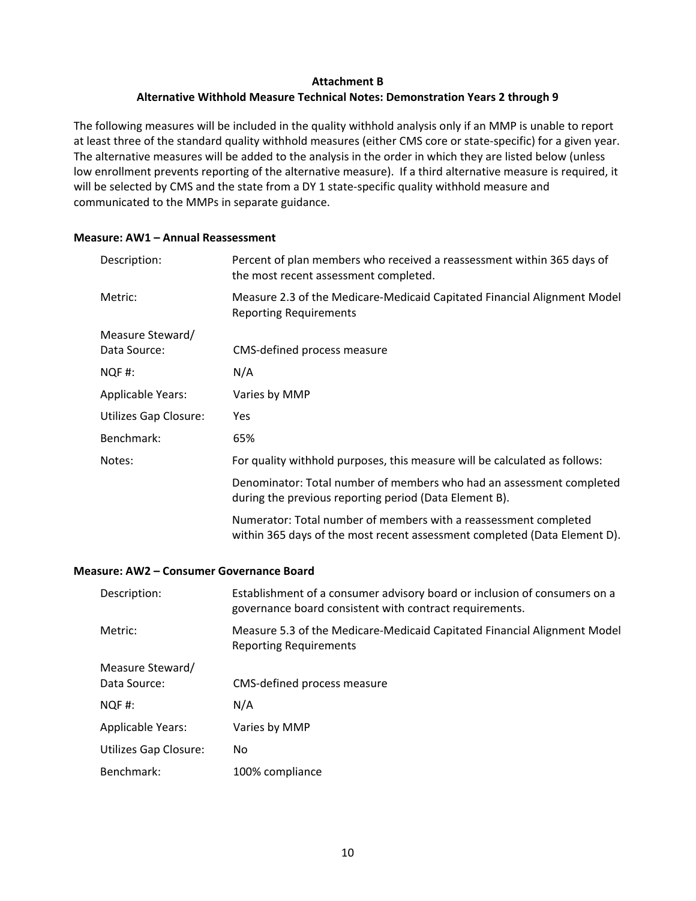# Attachment B

## Alternative Withhold Measure Technical Notes: Demonstration Years 2 through 9

The following measures will be included in the quality withhold analysis only if an MMP is unable to report at least three of the standard quality withhold measures (either CMS core or state-specific) for a given year. The alternative measures will be added to the analysis in the order in which they are listed below (unless low enrollment prevents reporting of the alternative measure). If a third alternative measure is required, it will be selected by CMS and the state from a DY 1 state-specific quality withhold measure and communicated to the MMPs in separate guidance.

### Measure: AW1 – Annual Reassessment

| | |
|---|---|
| Description: | Percent of plan members who received a reassessment within 365 days of the most recent assessment completed. |
| Metric: | Measure 2.3 of the Medicare-Medicaid Capitated Financial Alignment Model Reporting Requirements |
| Measure Steward/ Data Source: | CMS-defined process measure |
| NQF #: | N/A |
| Applicable Years: | Varies by MMP |
| Utilizes Gap Closure: | Yes |
| Benchmark: | 65% |
| Notes: | For quality withhold purposes, this measure will be calculated as follows: |
| | Denominator: Total number of members who had an assessment completed during the previous reporting period (Data Element B). |
| | Numerator: Total number of members with a reassessment completed within 365 days of the most recent assessment completed (Data Element D). |

### Measure: AW2 – Consumer Governance Board

| | |
|---|---|
| Description: | Establishment of a consumer advisory board or inclusion of consumers on a governance board consistent with contract requirements. |
| Metric: | Measure 5.3 of the Medicare-Medicaid Capitated Financial Alignment Model Reporting Requirements |
| Measure Steward/ Data Source: | CMS-defined process measure |
| NQF #: | N/A |
| Applicable Years: | Varies by MMP |
| Utilizes Gap Closure: | No |
| Benchmark: | 100% compliance |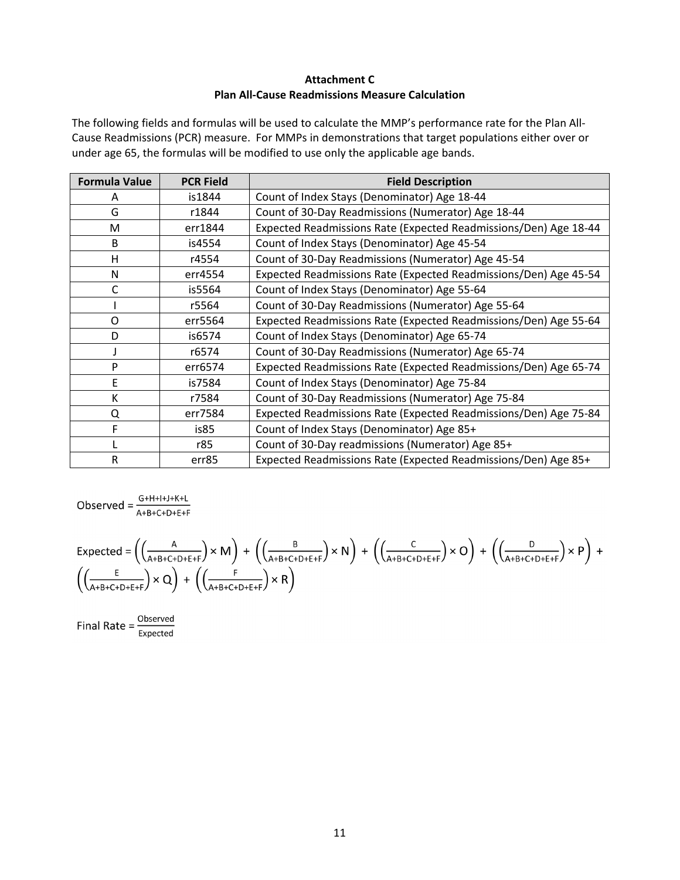## Attachment C
## Plan All-Cause Readmissions Measure Calculation

The following fields and formulas will be used to calculate the MMP's performance rate for the Plan All-Cause Readmissions (PCR) measure. For MMPs in demonstrations that target populations either over or under age 65, the formulas will be modified to use only the applicable age bands.

| Formula Value | PCR Field | Field Description |
|---|---|---|
| A | is1844 | Count of Index Stays (Denominator) Age 18-44 |
| G | r1844 | Count of 30-Day Readmissions (Numerator) Age 18-44 |
| M | err1844 | Expected Readmissions Rate (Expected Readmissions/Den) Age 18-44 |
| B | is4554 | Count of Index Stays (Denominator) Age 45-54 |
| H | r4554 | Count of 30-Day Readmissions (Numerator) Age 45-54 |
| N | err4554 | Expected Readmissions Rate (Expected Readmissions/Den) Age 45-54 |
| C | is5564 | Count of Index Stays (Denominator) Age 55-64 |
| I | r5564 | Count of 30-Day Readmissions (Numerator) Age 55-64 |
| O | err5564 | Expected Readmissions Rate (Expected Readmissions/Den) Age 55-64 |
| D | is6574 | Count of Index Stays (Denominator) Age 65-74 |
| J | r6574 | Count of 30-Day Readmissions (Numerator) Age 65-74 |
| P | err6574 | Expected Readmissions Rate (Expected Readmissions/Den) Age 65-74 |
| E | is7584 | Count of Index Stays (Denominator) Age 75-84 |
| K | r7584 | Count of 30-Day Readmissions (Numerator) Age 75-84 |
| Q | err7584 | Expected Readmissions Rate (Expected Readmissions/Den) Age 75-84 |
| F | is85 | Count of Index Stays (Denominator) Age 85+ |
| L | r85 | Count of 30-Day readmissions (Numerator) Age 85+ |
| R | err85 | Expected Readmissions Rate (Expected Readmissions/Den) Age 85+ |

$$\text{Observed} = \frac{G+H+I+J+K+L}{A+B+C+D+E+F}$$

$$\text{Expected} = \left(\left(\frac{A}{A+B+C+D+E+F}\right) \times M\right) + \left(\left(\frac{B}{A+B+C+D+E+F}\right) \times N\right) + \left(\left(\frac{C}{A+B+C+D+E+F}\right) \times O\right) + \left(\left(\frac{D}{A+B+C+D+E+F}\right) \times P\right) + \left(\left(\frac{E}{A+B+C+D+E+F}\right) \times Q\right) + \left(\left(\frac{F}{A+B+C+D+E+F}\right) \times R\right)$$

$$\text{Final Rate} = \frac{\text{Observed}}{\text{Expected}}$$